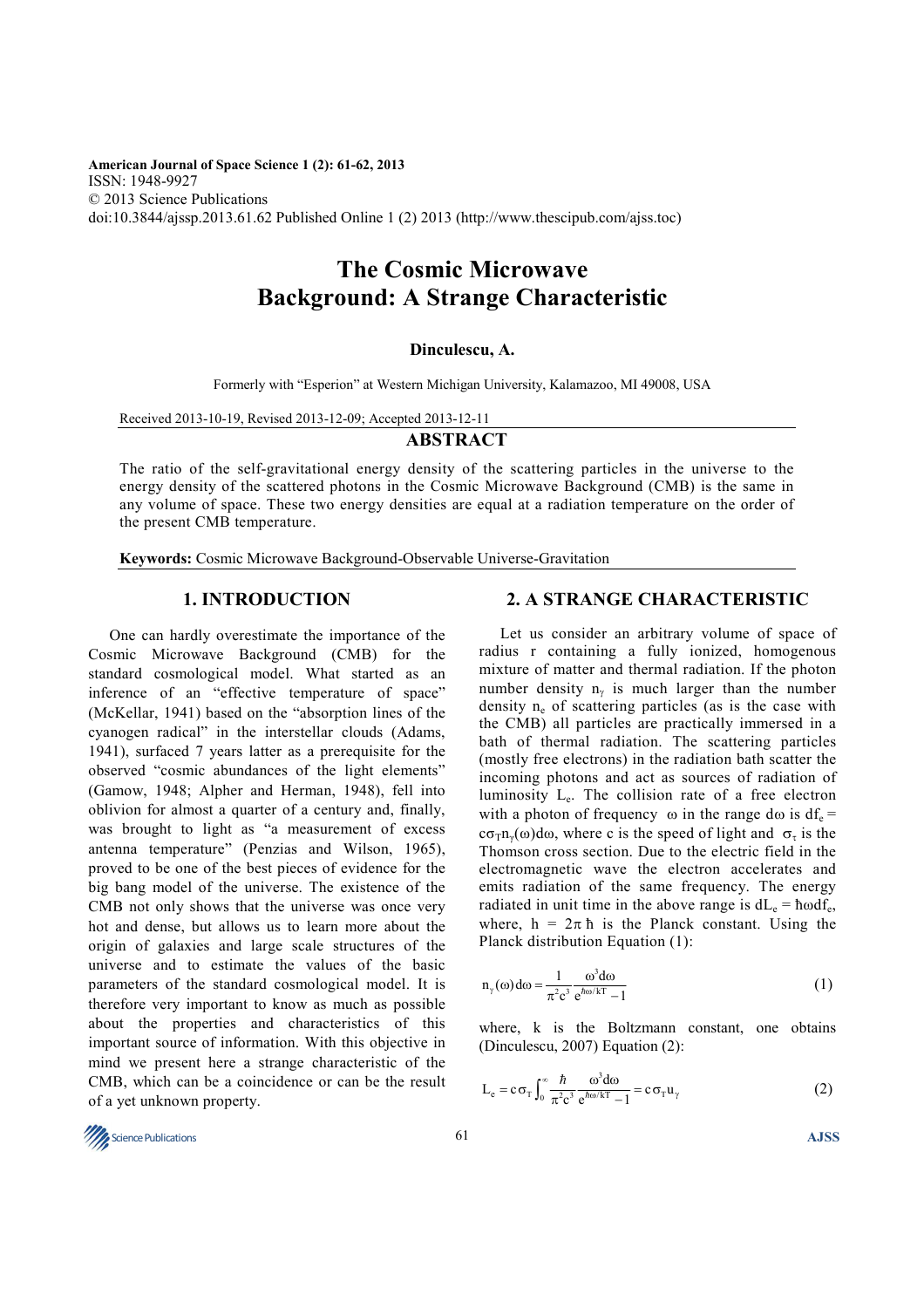American Journal of Space Science 1 (2): 61-62, 2013
ISSN: 1948-9927
© 2013 Science Publications
doi:10.3844/ajssp.2013.61.62 Published Online 1 (2) 2013 (http://www.thescipub.com/ajss.toc)

# The Cosmic Microwave Background: A Strange Characteristic

**Dinculescu, A.**

Formerly with "Esperion" at Western Michigan University, Kalamazoo, MI 49008, USA

Received 2013-10-19, Revised 2013-12-09; Accepted 2013-12-11

## ABSTRACT

The ratio of the self-gravitational energy density of the scattering particles in the universe to the energy density of the scattered photons in the Cosmic Microwave Background (CMB) is the same in any volume of space. These two energy densities are equal at a radiation temperature on the order of the present CMB temperature.

**Keywords:** Cosmic Microwave Background-Observable Universe-Gravitation

## 1. INTRODUCTION

One can hardly overestimate the importance of the Cosmic Microwave Background (CMB) for the standard cosmological model. What started as an inference of an "effective temperature of space" (McKellar, 1941) based on the "absorption lines of the cyanogen radical" in the interstellar clouds (Adams, 1941), surfaced 7 years latter as a prerequisite for the observed "cosmic abundances of the light elements" (Gamow, 1948; Alpher and Herman, 1948), fell into oblivion for almost a quarter of a century and, finally, was brought to light as "a measurement of excess antenna temperature" (Penzias and Wilson, 1965), proved to be one of the best pieces of evidence for the big bang model of the universe. The existence of the CMB not only shows that the universe was once very hot and dense, but allows us to learn more about the origin of galaxies and large scale structures of the universe and to estimate the values of the basic parameters of the standard cosmological model. It is therefore very important to know as much as possible about the properties and characteristics of this important source of information. With this objective in mind we present here a strange characteristic of the CMB, which can be a coincidence or can be the result of a yet unknown property.

## 2. A STRANGE CHARACTERISTIC

Let us consider an arbitrary volume of space of radius r containing a fully ionized, homogenous mixture of matter and thermal radiation. If the photon number density $n_\gamma$ is much larger than the number density $n_e$ of scattering particles (as is the case with the CMB) all particles are practically immersed in a bath of thermal radiation. The scattering particles (mostly free electrons) in the radiation bath scatter the incoming photons and act as sources of radiation of luminosity $L_e$. The collision rate of a free electron with a photon of frequency $\omega$ in the range $d\omega$ is $df_e = c\sigma_T n_\gamma(\omega)d\omega$, where c is the speed of light and $\sigma_T$ is the Thomson cross section. Due to the electric field in the electromagnetic wave the electron accelerates and emits radiation of the same frequency. The energy radiated in unit time in the above range is $dL_e = \hbar\omega df_e$, where, $h = 2\pi\hbar$ is the Planck constant. Using the Planck distribution Equation (1):

$$n_\gamma(\omega)d\omega = \frac{1}{\pi^2 c^3}\frac{\omega^2 d\omega}{e^{\hbar\omega/kT}-1} \tag{1}$$

where, k is the Boltzmann constant, one obtains (Dinculescu, 2007) Equation (2):

$$L_e = c\sigma_T\int_0^\infty \frac{\hbar}{\pi^2 c^3}\frac{\omega^3 d\omega}{e^{\hbar\omega/kT}-1} = c\sigma_T u_\gamma \tag{2}$$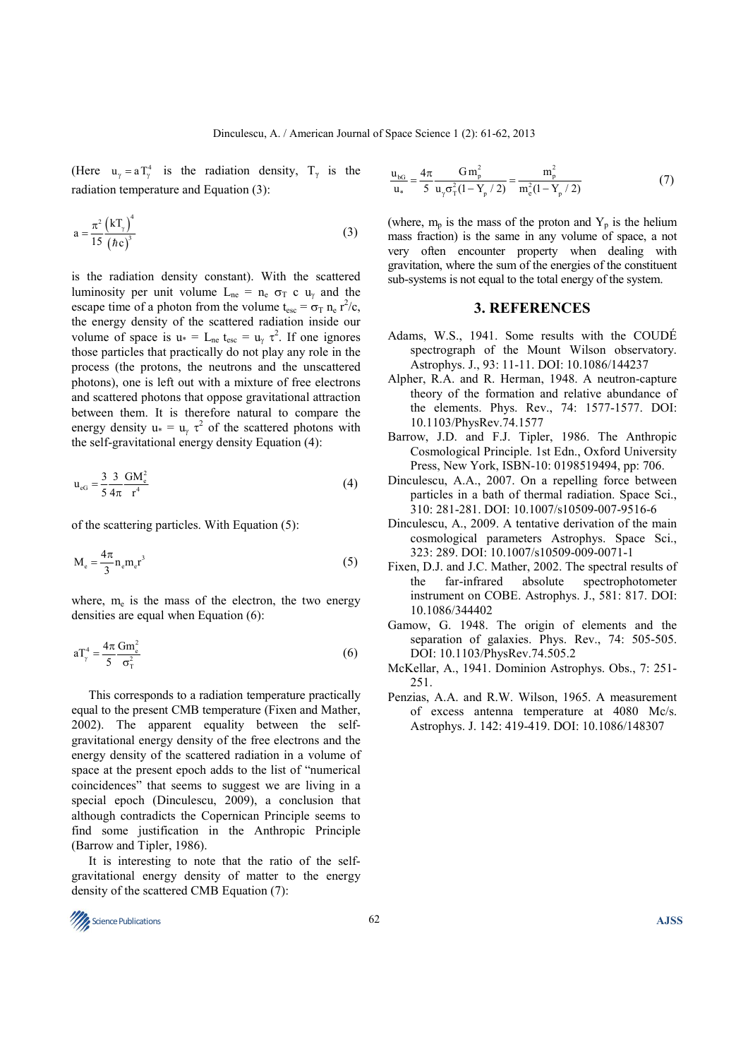(Here $u_\gamma = a T_\gamma^4$ is the radiation density, $T_\gamma$ is the radiation temperature and Equation (3):

$$a = \frac{\pi^2}{15} \frac{(kT_\gamma)^4}{(\hbar c)^3} \tag{3}$$

is the radiation density constant). With the scattered luminosity per unit volume $L_{ne} = n_e \sigma_T c u_\gamma$ and the escape time of a photon from the volume $t_{esc} = \sigma_T n_e r^2/c$, the energy density of the scattered radiation inside our volume of space is $u_* = L_{ne} t_{esc} = u_\gamma \tau^2$. If one ignores those particles that practically do not play any role in the process (the protons, the neutrons and the unscattered photons), one is left out with a mixture of free electrons and scattered photons that oppose gravitational attraction between them. It is therefore natural to compare the energy density $u_* = u_\gamma \tau^2$ of the scattered photons with the self-gravitational energy density Equation (4):

$$u_{eG} = \frac{3}{5} \frac{3}{4\pi} \frac{GM_e^2}{r^4} \tag{4}$$

of the scattering particles. With Equation (5):

$$M_e = \frac{4\pi}{3} n_e m_e r^3 \tag{5}$$

where, $m_e$ is the mass of the electron, the two energy densities are equal when Equation (6):

$$aT_\gamma^4 = \frac{4\pi}{5} \frac{Gm_e^2}{\sigma_T^2} \tag{6}$$

This corresponds to a radiation temperature practically equal to the present CMB temperature (Fixen and Mather, 2002). The apparent equality between the self-gravitational energy density of the free electrons and the energy density of the scattered radiation in a volume of space at the present epoch adds to the list of "numerical coincidences" that seems to suggest we are living in a special epoch (Dinculescu, 2009), a conclusion that although contradicts the Copernican Principle seems to find some justification in the Anthropic Principle (Barrow and Tipler, 1986).

It is interesting to note that the ratio of the self-gravitational energy density of matter to the energy density of the scattered CMB Equation (7):

$$\frac{u_{bG}}{u_*} = \frac{4\pi}{5} \frac{Gm_p^2}{u_\gamma \sigma_T^2 (1 - Y_p/2)} = \frac{m_p^2}{m_e^2 (1 - Y_p/2)} \tag{7}$$

(where, $m_p$ is the mass of the proton and $Y_p$ is the helium mass fraction) is the same in any volume of space, a not very often encounter property when dealing with gravitation, where the sum of the energies of the constituent sub-systems is not equal to the total energy of the system.

## 3. REFERENCES

Adams, W.S., 1941. Some results with the COUDÉ spectrograph of the Mount Wilson observatory. Astrophys. J., 93: 11-11. DOI: 10.1086/144237

Alpher, R.A. and R. Herman, 1948. A neutron-capture theory of the formation and relative abundance of the elements. Phys. Rev., 74: 1577-1577. DOI: 10.1103/PhysRev.74.1577

Barrow, J.D. and F.J. Tipler, 1986. The Anthropic Cosmological Principle. 1st Edn., Oxford University Press, New York, ISBN-10: 0198519494, pp: 706.

Dinculescu, A.A., 2007. On a repelling force between particles in a bath of thermal radiation. Space Sci., 310: 281-281. DOI: 10.1007/s10509-007-9516-6

Dinculescu, A., 2009. A tentative derivation of the main cosmological parameters Astrophys. Space Sci., 323: 289. DOI: 10.1007/s10509-009-0071-1

Fixen, D.J. and J.C. Mather, 2002. The spectral results of the far-infrared absolute spectrophotometer instrument on COBE. Astrophys. J., 581: 817. DOI: 10.1086/344402

Gamow, G. 1948. The origin of elements and the separation of galaxies. Phys. Rev., 74: 505-505. DOI: 10.1103/PhysRev.74.505.2

McKellar, A., 1941. Dominion Astrophys. Obs., 7: 251-251.

Penzias, A.A. and R.W. Wilson, 1965. A measurement of excess antenna temperature at 4080 Mc/s. Astrophys. J. 142: 419-419. DOI: 10.1086/148307